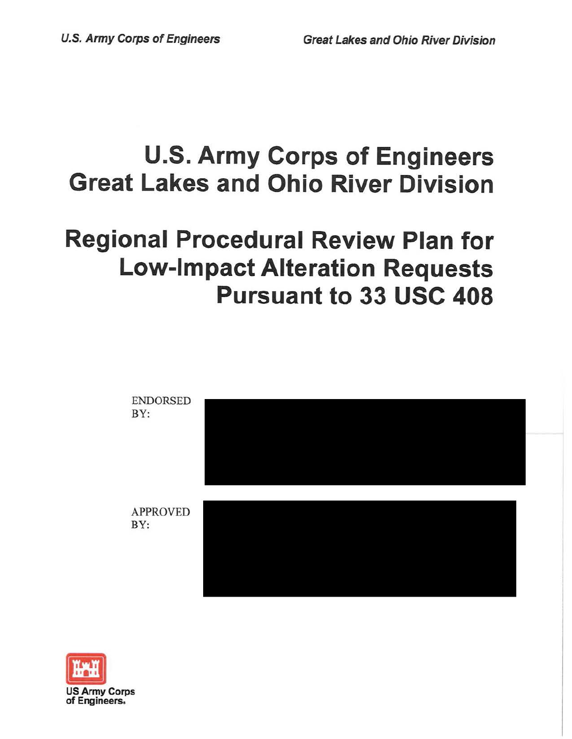# U.S. Army Corps of Engineers
# Great Lakes and Ohio River Division

# Regional Procedural Review Plan for Low-Impact Alteration Requests Pursuant to 33 USC 408

ENDORSED BY:

APPROVED BY:

US Army Corps of Engineers.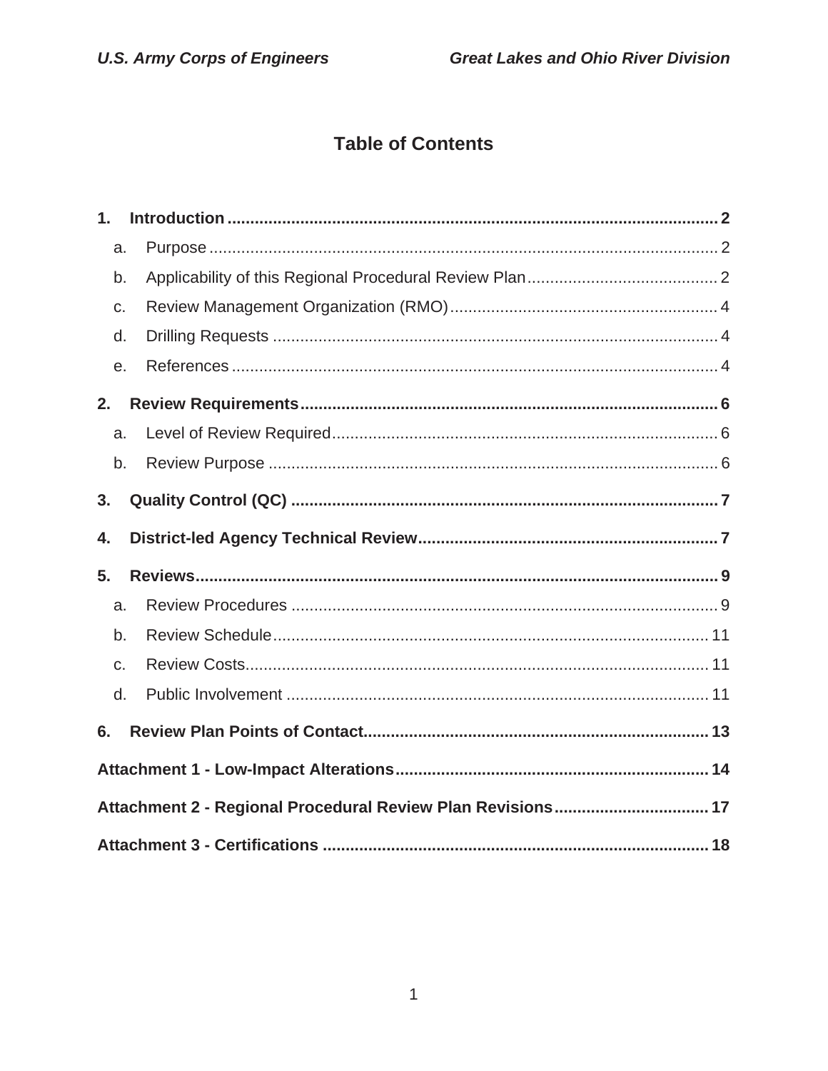# Table of Contents

**1. Introduction** **2**

- a. Purpose 2
- b. Applicability of this Regional Procedural Review Plan 2
- c. Review Management Organization (RMO) 4
- d. Drilling Requests 4
- e. References 4

**2. Review Requirements** **6**

- a. Level of Review Required 6
- b. Review Purpose 6

**3. Quality Control (QC)** **7**

**4. District-led Agency Technical Review** **7**

**5. Reviews** **9**

- a. Review Procedures 9
- b. Review Schedule 11
- c. Review Costs 11
- d. Public Involvement 11

**6. Review Plan Points of Contact** **13**

**Attachment 1 - Low-Impact Alterations** **14**

**Attachment 2 - Regional Procedural Review Plan Revisions** **17**

**Attachment 3 - Certifications** **18**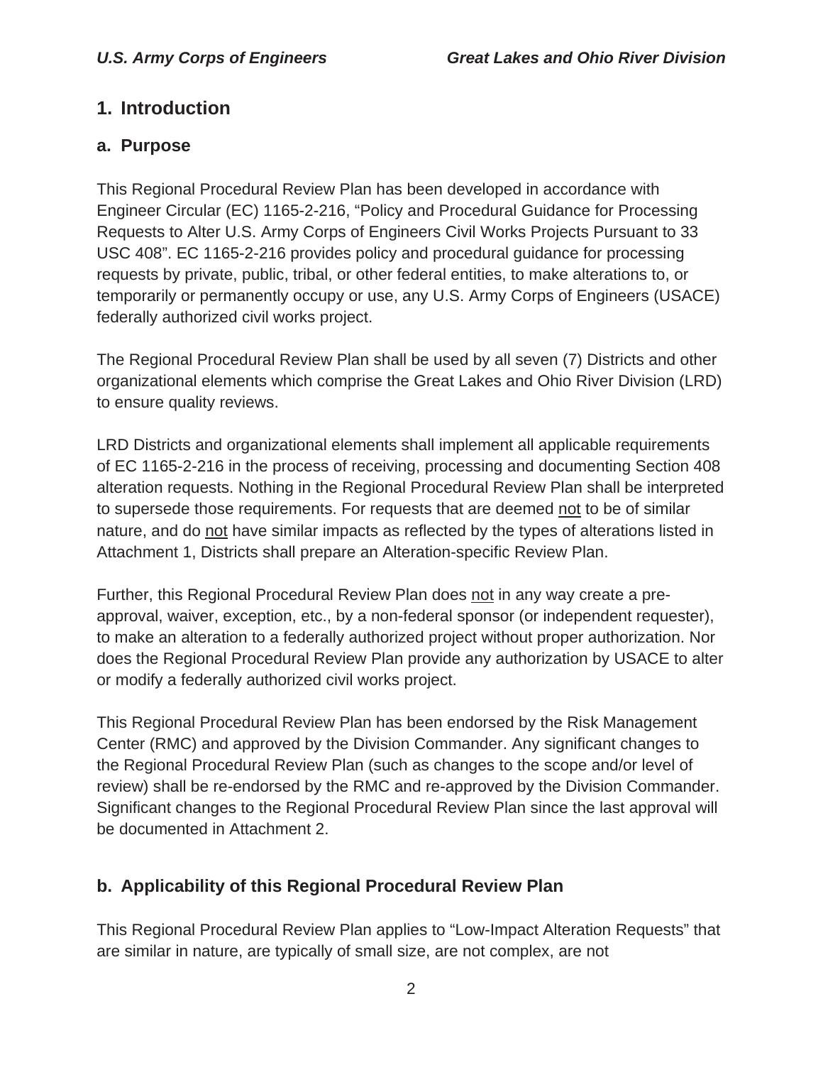# 1. Introduction

## a. Purpose

This Regional Procedural Review Plan has been developed in accordance with Engineer Circular (EC) 1165-2-216, "Policy and Procedural Guidance for Processing Requests to Alter U.S. Army Corps of Engineers Civil Works Projects Pursuant to 33 USC 408". EC 1165-2-216 provides policy and procedural guidance for processing requests by private, public, tribal, or other federal entities, to make alterations to, or temporarily or permanently occupy or use, any U.S. Army Corps of Engineers (USACE) federally authorized civil works project.

The Regional Procedural Review Plan shall be used by all seven (7) Districts and other organizational elements which comprise the Great Lakes and Ohio River Division (LRD) to ensure quality reviews.

LRD Districts and organizational elements shall implement all applicable requirements of EC 1165-2-216 in the process of receiving, processing and documenting Section 408 alteration requests. Nothing in the Regional Procedural Review Plan shall be interpreted to supersede those requirements. For requests that are deemed not to be of similar nature, and do not have similar impacts as reflected by the types of alterations listed in Attachment 1, Districts shall prepare an Alteration-specific Review Plan.

Further, this Regional Procedural Review Plan does not in any way create a pre-approval, waiver, exception, etc., by a non-federal sponsor (or independent requester), to make an alteration to a federally authorized project without proper authorization. Nor does the Regional Procedural Review Plan provide any authorization by USACE to alter or modify a federally authorized civil works project.

This Regional Procedural Review Plan has been endorsed by the Risk Management Center (RMC) and approved by the Division Commander. Any significant changes to the Regional Procedural Review Plan (such as changes to the scope and/or level of review) shall be re-endorsed by the RMC and re-approved by the Division Commander. Significant changes to the Regional Procedural Review Plan since the last approval will be documented in Attachment 2.

## b. Applicability of this Regional Procedural Review Plan

This Regional Procedural Review Plan applies to "Low-Impact Alteration Requests" that are similar in nature, are typically of small size, are not complex, are not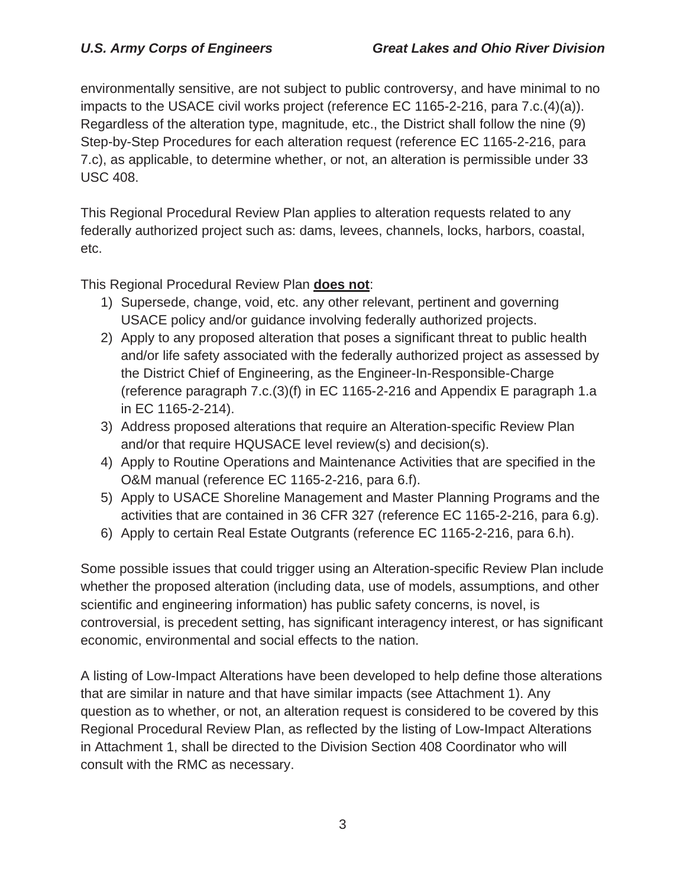environmentally sensitive, are not subject to public controversy, and have minimal to no impacts to the USACE civil works project (reference EC 1165-2-216, para 7.c.(4)(a)). Regardless of the alteration type, magnitude, etc., the District shall follow the nine (9) Step-by-Step Procedures for each alteration request (reference EC 1165-2-216, para 7.c), as applicable, to determine whether, or not, an alteration is permissible under 33 USC 408.

This Regional Procedural Review Plan applies to alteration requests related to any federally authorized project such as: dams, levees, channels, locks, harbors, coastal, etc.

This Regional Procedural Review Plan **does not**:

1) Supersede, change, void, etc. any other relevant, pertinent and governing USACE policy and/or guidance involving federally authorized projects.
2) Apply to any proposed alteration that poses a significant threat to public health and/or life safety associated with the federally authorized project as assessed by the District Chief of Engineering, as the Engineer-In-Responsible-Charge (reference paragraph 7.c.(3)(f) in EC 1165-2-216 and Appendix E paragraph 1.a in EC 1165-2-214).
3) Address proposed alterations that require an Alteration-specific Review Plan and/or that require HQUSACE level review(s) and decision(s).
4) Apply to Routine Operations and Maintenance Activities that are specified in the O&M manual (reference EC 1165-2-216, para 6.f).
5) Apply to USACE Shoreline Management and Master Planning Programs and the activities that are contained in 36 CFR 327 (reference EC 1165-2-216, para 6.g).
6) Apply to certain Real Estate Outgrants (reference EC 1165-2-216, para 6.h).

Some possible issues that could trigger using an Alteration-specific Review Plan include whether the proposed alteration (including data, use of models, assumptions, and other scientific and engineering information) has public safety concerns, is novel, is controversial, is precedent setting, has significant interagency interest, or has significant economic, environmental and social effects to the nation.

A listing of Low-Impact Alterations have been developed to help define those alterations that are similar in nature and that have similar impacts (see Attachment 1). Any question as to whether, or not, an alteration request is considered to be covered by this Regional Procedural Review Plan, as reflected by the listing of Low-Impact Alterations in Attachment 1, shall be directed to the Division Section 408 Coordinator who will consult with the RMC as necessary.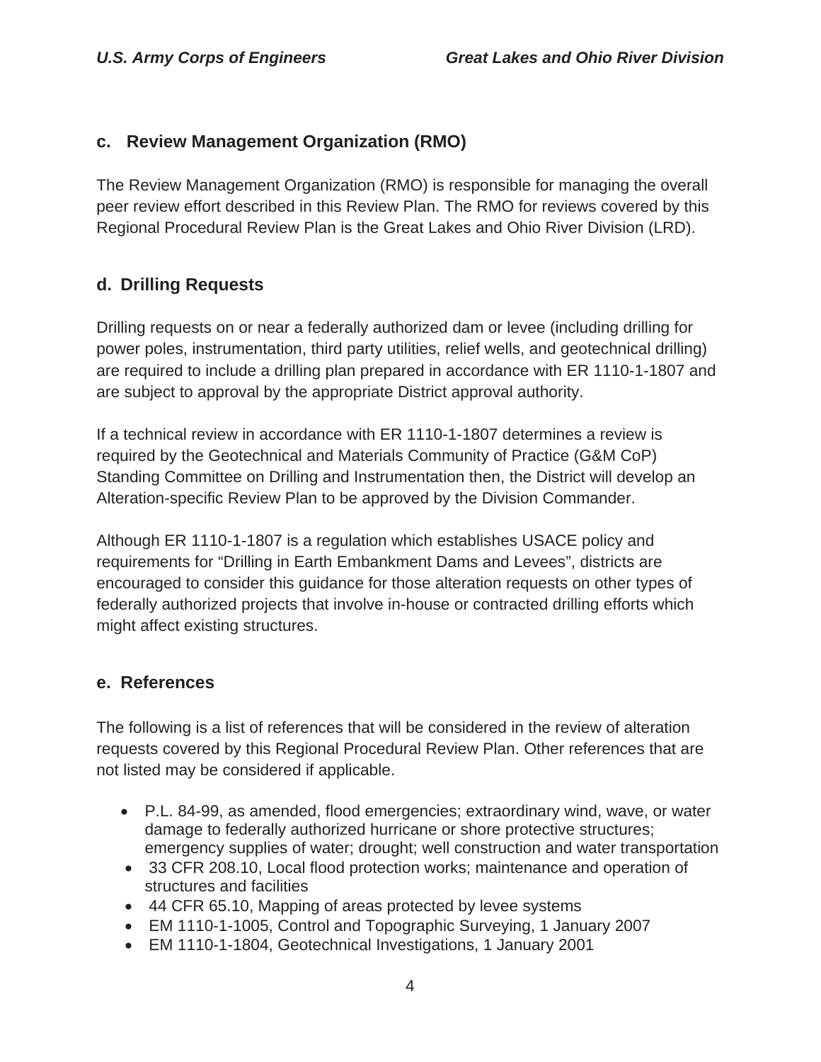### c. Review Management Organization (RMO)

The Review Management Organization (RMO) is responsible for managing the overall peer review effort described in this Review Plan. The RMO for reviews covered by this Regional Procedural Review Plan is the Great Lakes and Ohio River Division (LRD).

### d. Drilling Requests

Drilling requests on or near a federally authorized dam or levee (including drilling for power poles, instrumentation, third party utilities, relief wells, and geotechnical drilling) are required to include a drilling plan prepared in accordance with ER 1110-1-1807 and are subject to approval by the appropriate District approval authority.

If a technical review in accordance with ER 1110-1-1807 determines a review is required by the Geotechnical and Materials Community of Practice (G&M CoP) Standing Committee on Drilling and Instrumentation then, the District will develop an Alteration-specific Review Plan to be approved by the Division Commander.

Although ER 1110-1-1807 is a regulation which establishes USACE policy and requirements for "Drilling in Earth Embankment Dams and Levees", districts are encouraged to consider this guidance for those alteration requests on other types of federally authorized projects that involve in-house or contracted drilling efforts which might affect existing structures.

### e. References

The following is a list of references that will be considered in the review of alteration requests covered by this Regional Procedural Review Plan. Other references that are not listed may be considered if applicable.

- P.L. 84-99, as amended, flood emergencies; extraordinary wind, wave, or water damage to federally authorized hurricane or shore protective structures; emergency supplies of water; drought; well construction and water transportation
- 33 CFR 208.10, Local flood protection works; maintenance and operation of structures and facilities
- 44 CFR 65.10, Mapping of areas protected by levee systems
- EM 1110-1-1005, Control and Topographic Surveying, 1 January 2007
- EM 1110-1-1804, Geotechnical Investigations, 1 January 2001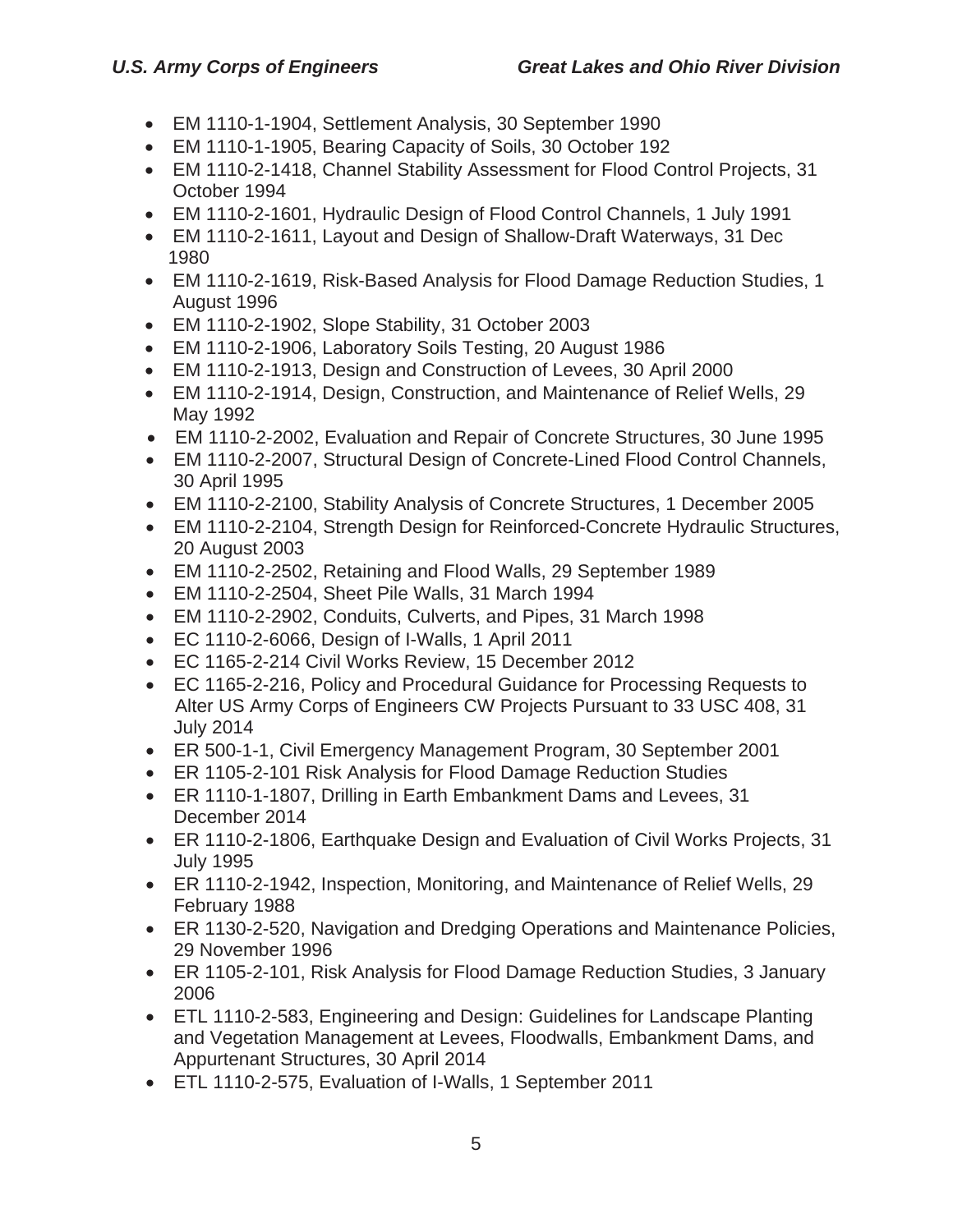- EM 1110-1-1904, Settlement Analysis, 30 September 1990
- EM 1110-1-1905, Bearing Capacity of Soils, 30 October 192
- EM 1110-2-1418, Channel Stability Assessment for Flood Control Projects, 31 October 1994
- EM 1110-2-1601, Hydraulic Design of Flood Control Channels, 1 July 1991
- EM 1110-2-1611, Layout and Design of Shallow-Draft Waterways, 31 Dec 1980
- EM 1110-2-1619, Risk-Based Analysis for Flood Damage Reduction Studies, 1 August 1996
- EM 1110-2-1902, Slope Stability, 31 October 2003
- EM 1110-2-1906, Laboratory Soils Testing, 20 August 1986
- EM 1110-2-1913, Design and Construction of Levees, 30 April 2000
- EM 1110-2-1914, Design, Construction, and Maintenance of Relief Wells, 29 May 1992
- EM 1110-2-2002, Evaluation and Repair of Concrete Structures, 30 June 1995
- EM 1110-2-2007, Structural Design of Concrete-Lined Flood Control Channels, 30 April 1995
- EM 1110-2-2100, Stability Analysis of Concrete Structures, 1 December 2005
- EM 1110-2-2104, Strength Design for Reinforced-Concrete Hydraulic Structures, 20 August 2003
- EM 1110-2-2502, Retaining and Flood Walls, 29 September 1989
- EM 1110-2-2504, Sheet Pile Walls, 31 March 1994
- EM 1110-2-2902, Conduits, Culverts, and Pipes, 31 March 1998
- EC 1110-2-6066, Design of I-Walls, 1 April 2011
- EC 1165-2-214 Civil Works Review, 15 December 2012
- EC 1165-2-216, Policy and Procedural Guidance for Processing Requests to Alter US Army Corps of Engineers CW Projects Pursuant to 33 USC 408, 31 July 2014
- ER 500-1-1, Civil Emergency Management Program, 30 September 2001
- ER 1105-2-101 Risk Analysis for Flood Damage Reduction Studies
- ER 1110-1-1807, Drilling in Earth Embankment Dams and Levees, 31 December 2014
- ER 1110-2-1806, Earthquake Design and Evaluation of Civil Works Projects, 31 July 1995
- ER 1110-2-1942, Inspection, Monitoring, and Maintenance of Relief Wells, 29 February 1988
- ER 1130-2-520, Navigation and Dredging Operations and Maintenance Policies, 29 November 1996
- ER 1105-2-101, Risk Analysis for Flood Damage Reduction Studies, 3 January 2006
- ETL 1110-2-583, Engineering and Design: Guidelines for Landscape Planting and Vegetation Management at Levees, Floodwalls, Embankment Dams, and Appurtenant Structures, 30 April 2014
- ETL 1110-2-575, Evaluation of I-Walls, 1 September 2011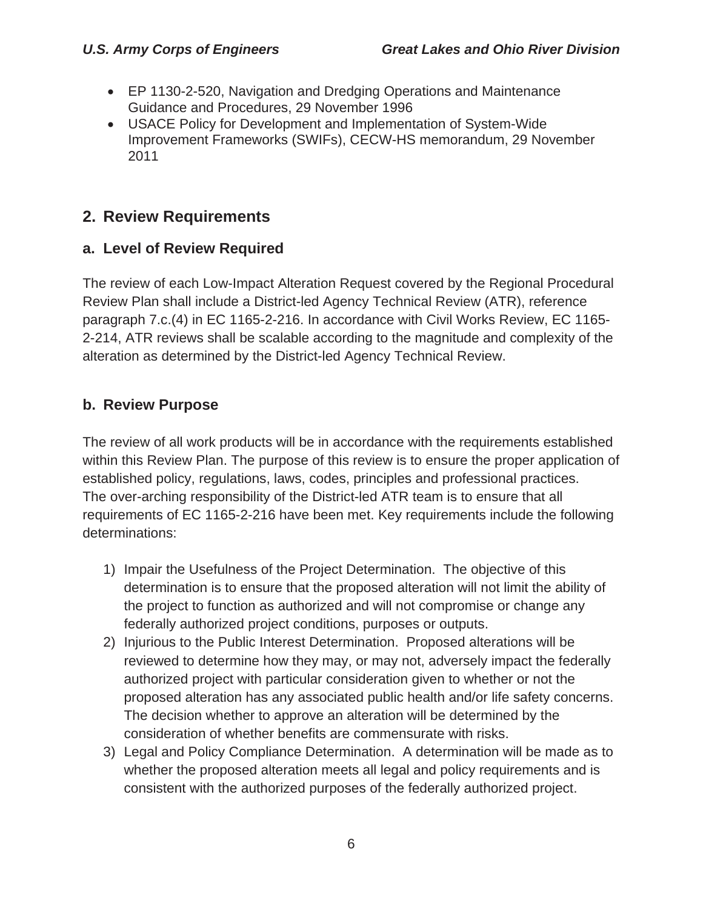- EP 1130-2-520, Navigation and Dredging Operations and Maintenance Guidance and Procedures, 29 November 1996
- USACE Policy for Development and Implementation of System-Wide Improvement Frameworks (SWIFs), CECW-HS memorandum, 29 November 2011

## 2. Review Requirements

### a. Level of Review Required

The review of each Low-Impact Alteration Request covered by the Regional Procedural Review Plan shall include a District-led Agency Technical Review (ATR), reference paragraph 7.c.(4) in EC 1165-2-216. In accordance with Civil Works Review, EC 1165-2-214, ATR reviews shall be scalable according to the magnitude and complexity of the alteration as determined by the District-led Agency Technical Review.

### b. Review Purpose

The review of all work products will be in accordance with the requirements established within this Review Plan. The purpose of this review is to ensure the proper application of established policy, regulations, laws, codes, principles and professional practices. The over-arching responsibility of the District-led ATR team is to ensure that all requirements of EC 1165-2-216 have been met. Key requirements include the following determinations:

1) Impair the Usefulness of the Project Determination. The objective of this determination is to ensure that the proposed alteration will not limit the ability of the project to function as authorized and will not compromise or change any federally authorized project conditions, purposes or outputs.
2) Injurious to the Public Interest Determination. Proposed alterations will be reviewed to determine how they may, or may not, adversely impact the federally authorized project with particular consideration given to whether or not the proposed alteration has any associated public health and/or life safety concerns. The decision whether to approve an alteration will be determined by the consideration of whether benefits are commensurate with risks.
3) Legal and Policy Compliance Determination. A determination will be made as to whether the proposed alteration meets all legal and policy requirements and is consistent with the authorized purposes of the federally authorized project.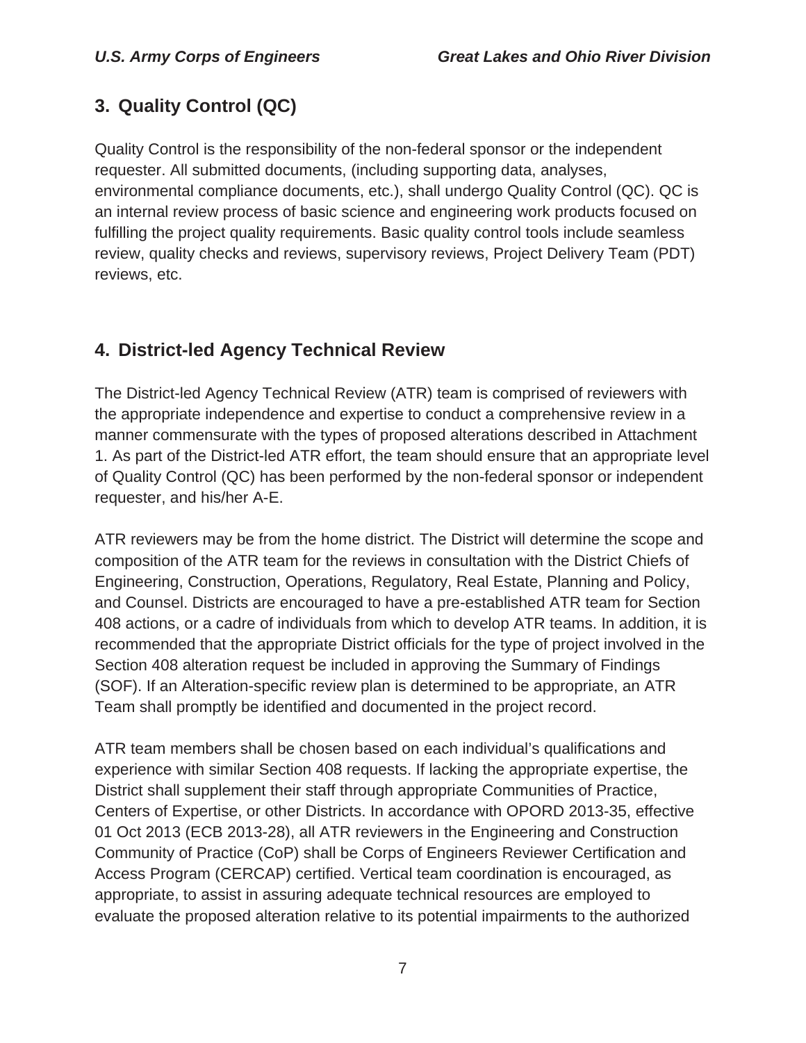## 3. Quality Control (QC)

Quality Control is the responsibility of the non-federal sponsor or the independent requester. All submitted documents, (including supporting data, analyses, environmental compliance documents, etc.), shall undergo Quality Control (QC). QC is an internal review process of basic science and engineering work products focused on fulfilling the project quality requirements. Basic quality control tools include seamless review, quality checks and reviews, supervisory reviews, Project Delivery Team (PDT) reviews, etc.

## 4. District-led Agency Technical Review

The District-led Agency Technical Review (ATR) team is comprised of reviewers with the appropriate independence and expertise to conduct a comprehensive review in a manner commensurate with the types of proposed alterations described in Attachment 1. As part of the District-led ATR effort, the team should ensure that an appropriate level of Quality Control (QC) has been performed by the non-federal sponsor or independent requester, and his/her A-E.

ATR reviewers may be from the home district. The District will determine the scope and composition of the ATR team for the reviews in consultation with the District Chiefs of Engineering, Construction, Operations, Regulatory, Real Estate, Planning and Policy, and Counsel. Districts are encouraged to have a pre-established ATR team for Section 408 actions, or a cadre of individuals from which to develop ATR teams. In addition, it is recommended that the appropriate District officials for the type of project involved in the Section 408 alteration request be included in approving the Summary of Findings (SOF). If an Alteration-specific review plan is determined to be appropriate, an ATR Team shall promptly be identified and documented in the project record.

ATR team members shall be chosen based on each individual's qualifications and experience with similar Section 408 requests. If lacking the appropriate expertise, the District shall supplement their staff through appropriate Communities of Practice, Centers of Expertise, or other Districts. In accordance with OPORD 2013-35, effective 01 Oct 2013 (ECB 2013-28), all ATR reviewers in the Engineering and Construction Community of Practice (CoP) shall be Corps of Engineers Reviewer Certification and Access Program (CERCAP) certified. Vertical team coordination is encouraged, as appropriate, to assist in assuring adequate technical resources are employed to evaluate the proposed alteration relative to its potential impairments to the authorized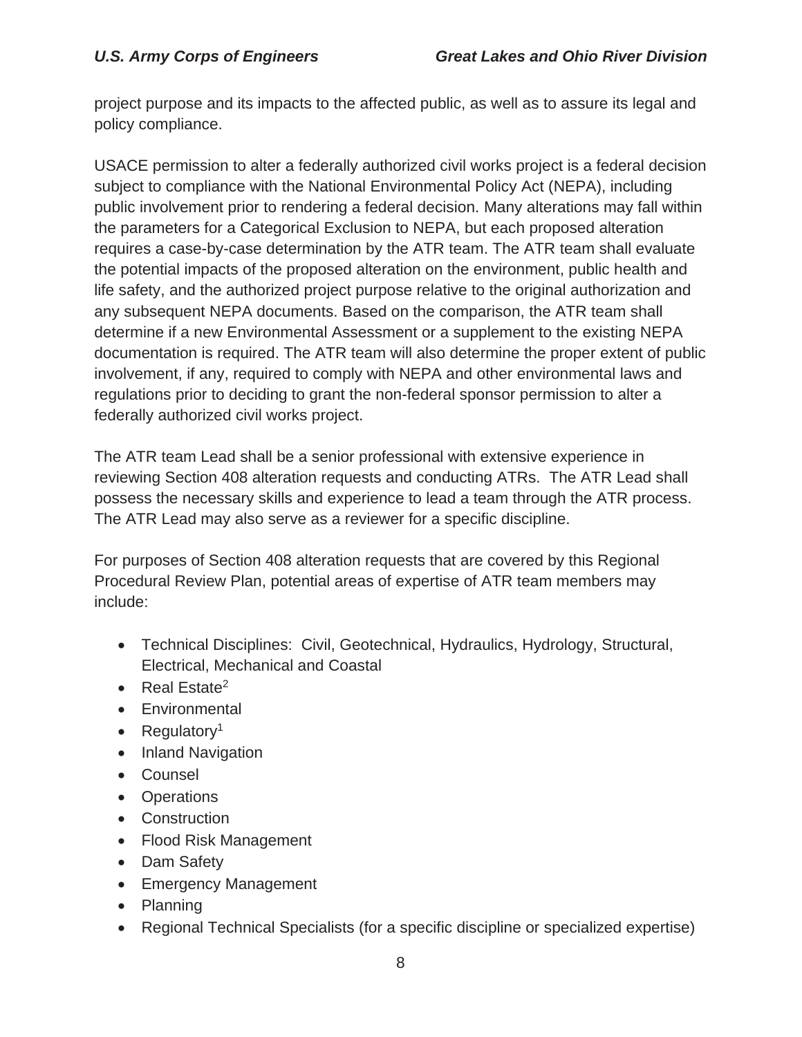project purpose and its impacts to the affected public, as well as to assure its legal and policy compliance.

USACE permission to alter a federally authorized civil works project is a federal decision subject to compliance with the National Environmental Policy Act (NEPA), including public involvement prior to rendering a federal decision. Many alterations may fall within the parameters for a Categorical Exclusion to NEPA, but each proposed alteration requires a case-by-case determination by the ATR team. The ATR team shall evaluate the potential impacts of the proposed alteration on the environment, public health and life safety, and the authorized project purpose relative to the original authorization and any subsequent NEPA documents. Based on the comparison, the ATR team shall determine if a new Environmental Assessment or a supplement to the existing NEPA documentation is required. The ATR team will also determine the proper extent of public involvement, if any, required to comply with NEPA and other environmental laws and regulations prior to deciding to grant the non-federal sponsor permission to alter a federally authorized civil works project.

The ATR team Lead shall be a senior professional with extensive experience in reviewing Section 408 alteration requests and conducting ATRs. The ATR Lead shall possess the necessary skills and experience to lead a team through the ATR process. The ATR Lead may also serve as a reviewer for a specific discipline.

For purposes of Section 408 alteration requests that are covered by this Regional Procedural Review Plan, potential areas of expertise of ATR team members may include:

- Technical Disciplines: Civil, Geotechnical, Hydraulics, Hydrology, Structural, Electrical, Mechanical and Coastal
- Real Estate[2]
- Environmental
- Regulatory[1]
- Inland Navigation
- Counsel
- Operations
- Construction
- Flood Risk Management
- Dam Safety
- Emergency Management
- Planning
- Regional Technical Specialists (for a specific discipline or specialized expertise)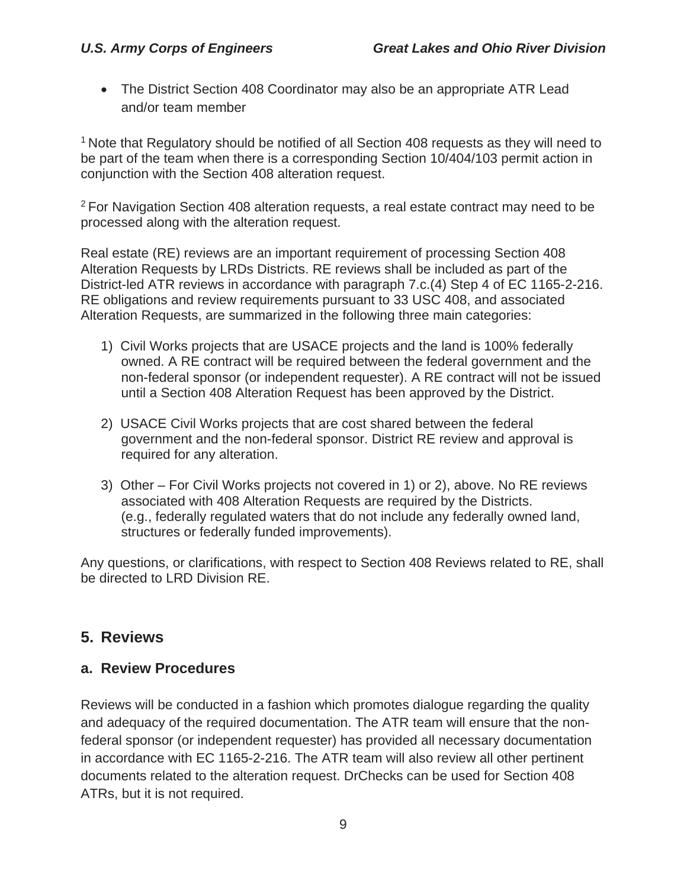- The District Section 408 Coordinator may also be an appropriate ATR Lead and/or team member

[1] Note that Regulatory should be notified of all Section 408 requests as they will need to be part of the team when there is a corresponding Section 10/404/103 permit action in conjunction with the Section 408 alteration request.

[2] For Navigation Section 408 alteration requests, a real estate contract may need to be processed along with the alteration request.

Real estate (RE) reviews are an important requirement of processing Section 408 Alteration Requests by LRDs Districts. RE reviews shall be included as part of the District-led ATR reviews in accordance with paragraph 7.c.(4) Step 4 of EC 1165-2-216. RE obligations and review requirements pursuant to 33 USC 408, and associated Alteration Requests, are summarized in the following three main categories:

1) Civil Works projects that are USACE projects and the land is 100% federally owned. A RE contract will be required between the federal government and the non-federal sponsor (or independent requester). A RE contract will not be issued until a Section 408 Alteration Request has been approved by the District.

2) USACE Civil Works projects that are cost shared between the federal government and the non-federal sponsor. District RE review and approval is required for any alteration.

3) Other – For Civil Works projects not covered in 1) or 2), above. No RE reviews associated with 408 Alteration Requests are required by the Districts. (e.g., federally regulated waters that do not include any federally owned land, structures or federally funded improvements).

Any questions, or clarifications, with respect to Section 408 Reviews related to RE, shall be directed to LRD Division RE.

## 5. Reviews

### a. Review Procedures

Reviews will be conducted in a fashion which promotes dialogue regarding the quality and adequacy of the required documentation. The ATR team will ensure that the non-federal sponsor (or independent requester) has provided all necessary documentation in accordance with EC 1165-2-216. The ATR team will also review all other pertinent documents related to the alteration request. DrChecks can be used for Section 408 ATRs, but it is not required.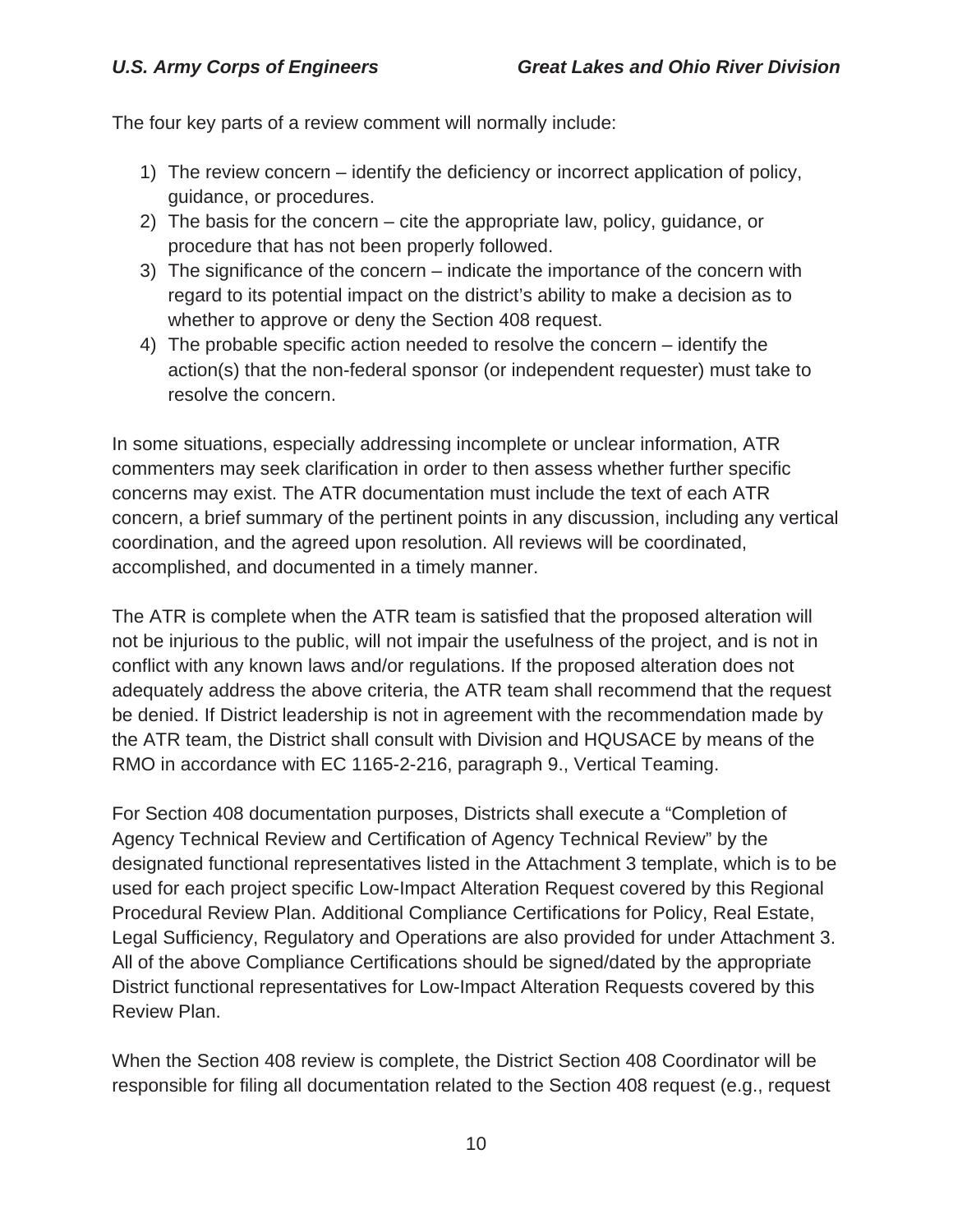The four key parts of a review comment will normally include:

1) The review concern – identify the deficiency or incorrect application of policy, guidance, or procedures.
2) The basis for the concern – cite the appropriate law, policy, guidance, or procedure that has not been properly followed.
3) The significance of the concern – indicate the importance of the concern with regard to its potential impact on the district's ability to make a decision as to whether to approve or deny the Section 408 request.
4) The probable specific action needed to resolve the concern – identify the action(s) that the non-federal sponsor (or independent requester) must take to resolve the concern.

In some situations, especially addressing incomplete or unclear information, ATR commenters may seek clarification in order to then assess whether further specific concerns may exist. The ATR documentation must include the text of each ATR concern, a brief summary of the pertinent points in any discussion, including any vertical coordination, and the agreed upon resolution. All reviews will be coordinated, accomplished, and documented in a timely manner.

The ATR is complete when the ATR team is satisfied that the proposed alteration will not be injurious to the public, will not impair the usefulness of the project, and is not in conflict with any known laws and/or regulations. If the proposed alteration does not adequately address the above criteria, the ATR team shall recommend that the request be denied. If District leadership is not in agreement with the recommendation made by the ATR team, the District shall consult with Division and HQUSACE by means of the RMO in accordance with EC 1165-2-216, paragraph 9., Vertical Teaming.

For Section 408 documentation purposes, Districts shall execute a "Completion of Agency Technical Review and Certification of Agency Technical Review" by the designated functional representatives listed in the Attachment 3 template, which is to be used for each project specific Low-Impact Alteration Request covered by this Regional Procedural Review Plan. Additional Compliance Certifications for Policy, Real Estate, Legal Sufficiency, Regulatory and Operations are also provided for under Attachment 3. All of the above Compliance Certifications should be signed/dated by the appropriate District functional representatives for Low-Impact Alteration Requests covered by this Review Plan.

When the Section 408 review is complete, the District Section 408 Coordinator will be responsible for filing all documentation related to the Section 408 request (e.g., request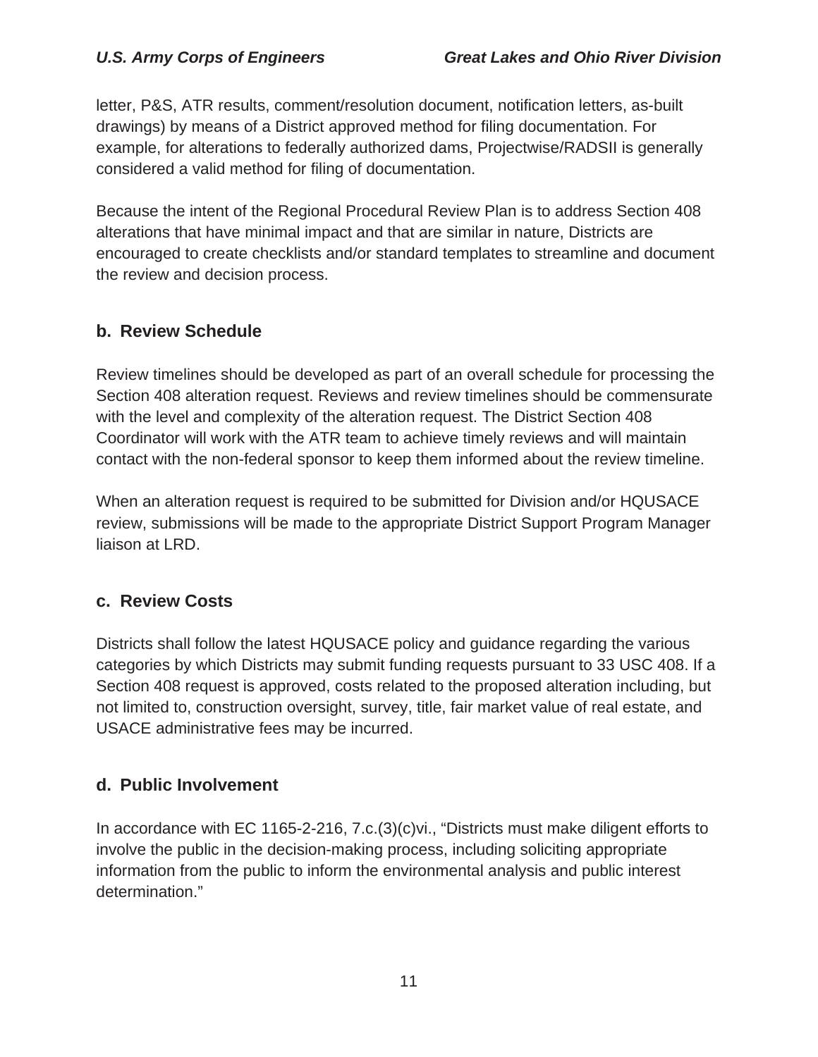letter, P&S, ATR results, comment/resolution document, notification letters, as-built drawings) by means of a District approved method for filing documentation. For example, for alterations to federally authorized dams, Projectwise/RADSII is generally considered a valid method for filing of documentation.

Because the intent of the Regional Procedural Review Plan is to address Section 408 alterations that have minimal impact and that are similar in nature, Districts are encouraged to create checklists and/or standard templates to streamline and document the review and decision process.

### b. Review Schedule

Review timelines should be developed as part of an overall schedule for processing the Section 408 alteration request. Reviews and review timelines should be commensurate with the level and complexity of the alteration request. The District Section 408 Coordinator will work with the ATR team to achieve timely reviews and will maintain contact with the non-federal sponsor to keep them informed about the review timeline.

When an alteration request is required to be submitted for Division and/or HQUSACE review, submissions will be made to the appropriate District Support Program Manager liaison at LRD.

### c. Review Costs

Districts shall follow the latest HQUSACE policy and guidance regarding the various categories by which Districts may submit funding requests pursuant to 33 USC 408. If a Section 408 request is approved, costs related to the proposed alteration including, but not limited to, construction oversight, survey, title, fair market value of real estate, and USACE administrative fees may be incurred.

### d. Public Involvement

In accordance with EC 1165-2-216, 7.c.(3)(c)vi., "Districts must make diligent efforts to involve the public in the decision-making process, including soliciting appropriate information from the public to inform the environmental analysis and public interest determination."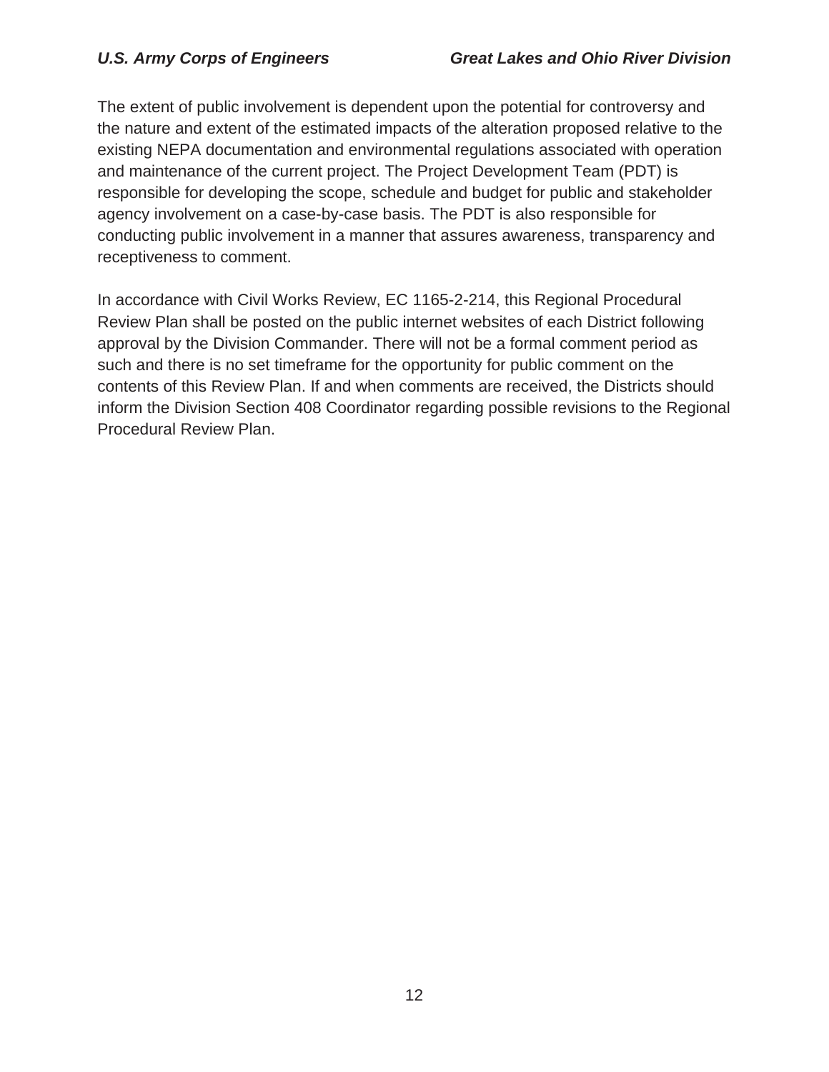The extent of public involvement is dependent upon the potential for controversy and the nature and extent of the estimated impacts of the alteration proposed relative to the existing NEPA documentation and environmental regulations associated with operation and maintenance of the current project. The Project Development Team (PDT) is responsible for developing the scope, schedule and budget for public and stakeholder agency involvement on a case-by-case basis. The PDT is also responsible for conducting public involvement in a manner that assures awareness, transparency and receptiveness to comment.

In accordance with Civil Works Review, EC 1165-2-214, this Regional Procedural Review Plan shall be posted on the public internet websites of each District following approval by the Division Commander. There will not be a formal comment period as such and there is no set timeframe for the opportunity for public comment on the contents of this Review Plan. If and when comments are received, the Districts should inform the Division Section 408 Coordinator regarding possible revisions to the Regional Procedural Review Plan.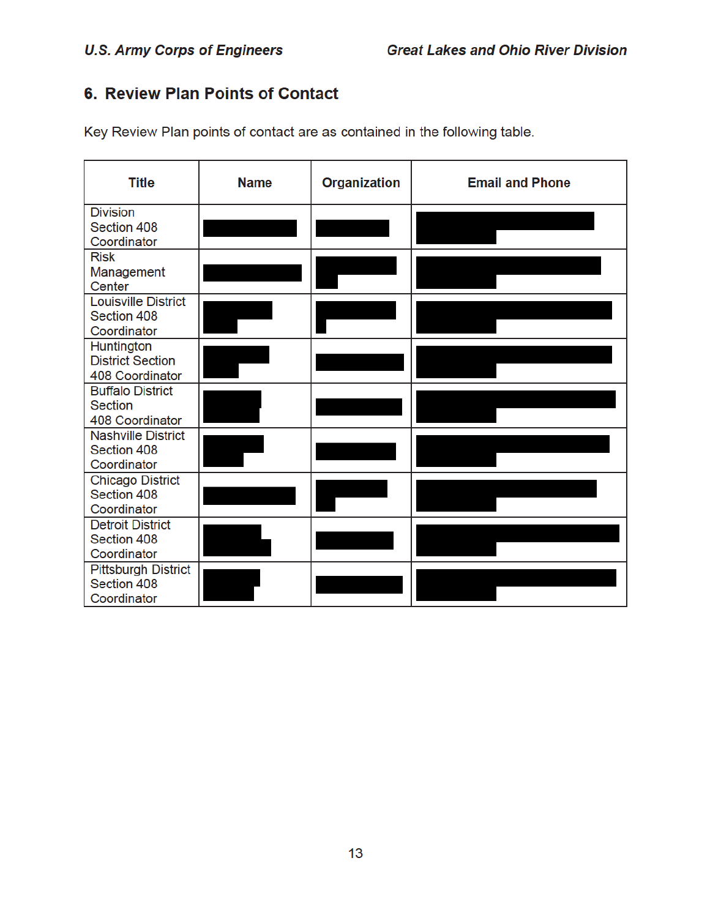## 6. Review Plan Points of Contact

Key Review Plan points of contact are as contained in the following table.

| Title | Name | Organization | Email and Phone |
|---|---|---|---|
| Division Section 408 Coordinator | | | |
| Risk Management Center | | | |
| Louisville District Section 408 Coordinator | | | |
| Huntington District Section 408 Coordinator | | | |
| Buffalo District Section 408 Coordinator | | | |
| Nashville District Section 408 Coordinator | | | |
| Chicago District Section 408 Coordinator | | | |
| Detroit District Section 408 Coordinator | | | |
| Pittsburgh District Section 408 Coordinator | | | |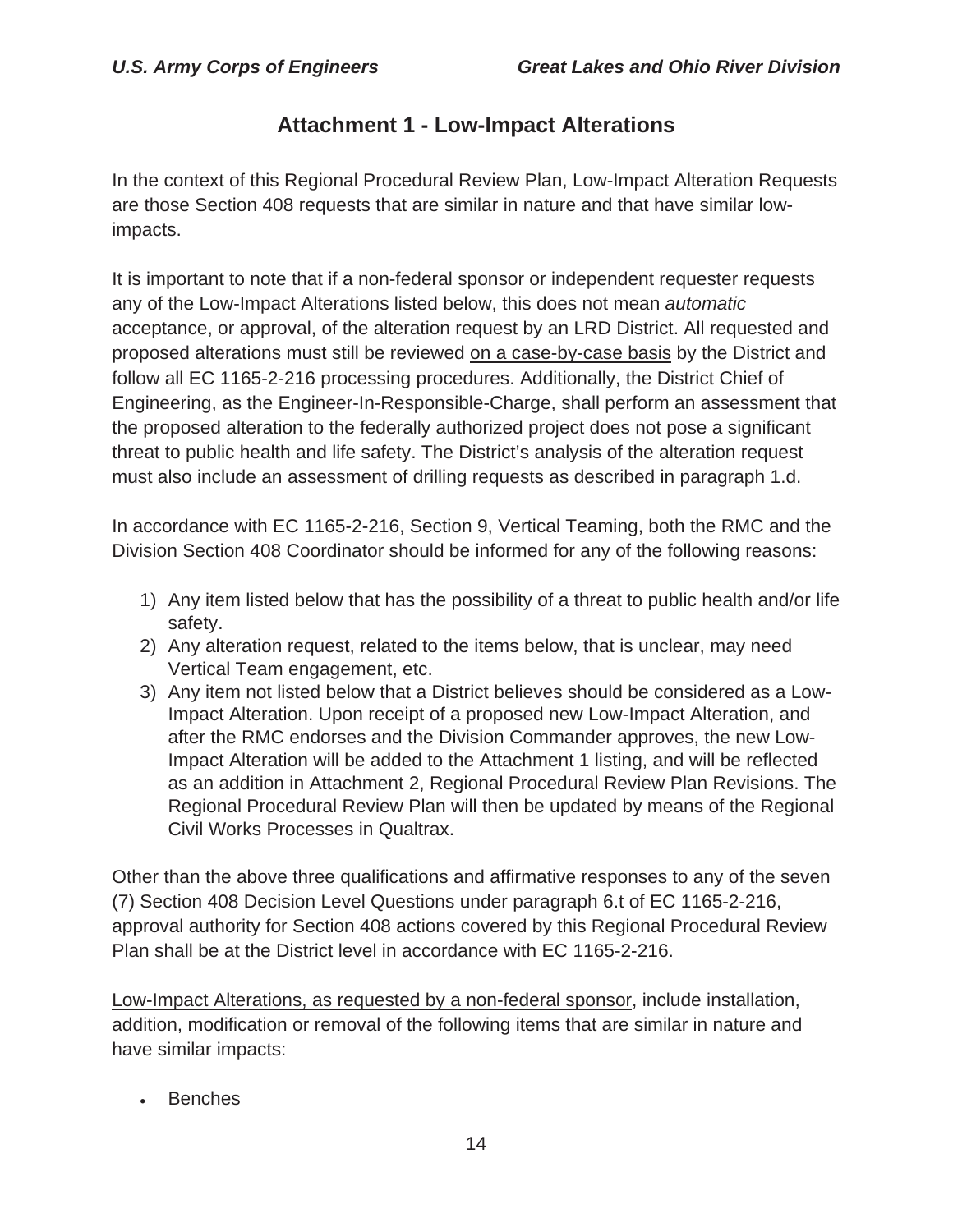## Attachment 1 - Low-Impact Alterations

In the context of this Regional Procedural Review Plan, Low-Impact Alteration Requests are those Section 408 requests that are similar in nature and that have similar low-impacts.

It is important to note that if a non-federal sponsor or independent requester requests any of the Low-Impact Alterations listed below, this does not mean *automatic* acceptance, or approval, of the alteration request by an LRD District. All requested and proposed alterations must still be reviewed on a case-by-case basis by the District and follow all EC 1165-2-216 processing procedures. Additionally, the District Chief of Engineering, as the Engineer-In-Responsible-Charge, shall perform an assessment that the proposed alteration to the federally authorized project does not pose a significant threat to public health and life safety. The District's analysis of the alteration request must also include an assessment of drilling requests as described in paragraph 1.d.

In accordance with EC 1165-2-216, Section 9, Vertical Teaming, both the RMC and the Division Section 408 Coordinator should be informed for any of the following reasons:

1) Any item listed below that has the possibility of a threat to public health and/or life safety.
2) Any alteration request, related to the items below, that is unclear, may need Vertical Team engagement, etc.
3) Any item not listed below that a District believes should be considered as a Low-Impact Alteration. Upon receipt of a proposed new Low-Impact Alteration, and after the RMC endorses and the Division Commander approves, the new Low-Impact Alteration will be added to the Attachment 1 listing, and will be reflected as an addition in Attachment 2, Regional Procedural Review Plan Revisions. The Regional Procedural Review Plan will then be updated by means of the Regional Civil Works Processes in Qualtrax.

Other than the above three qualifications and affirmative responses to any of the seven (7) Section 408 Decision Level Questions under paragraph 6.t of EC 1165-2-216, approval authority for Section 408 actions covered by this Regional Procedural Review Plan shall be at the District level in accordance with EC 1165-2-216.

Low-Impact Alterations, as requested by a non-federal sponsor, include installation, addition, modification or removal of the following items that are similar in nature and have similar impacts:

- Benches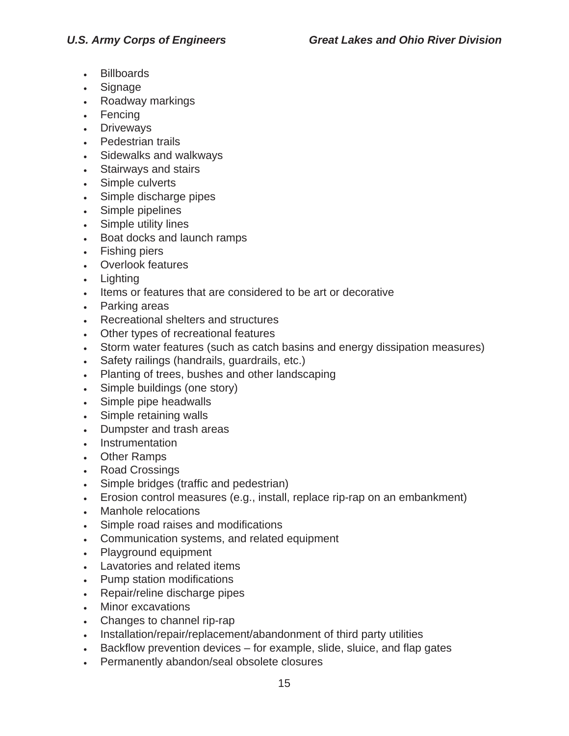- Billboards
- Signage
- Roadway markings
- Fencing
- Driveways
- Pedestrian trails
- Sidewalks and walkways
- Stairways and stairs
- Simple culverts
- Simple discharge pipes
- Simple pipelines
- Simple utility lines
- Boat docks and launch ramps
- Fishing piers
- Overlook features
- Lighting
- Items or features that are considered to be art or decorative
- Parking areas
- Recreational shelters and structures
- Other types of recreational features
- Storm water features (such as catch basins and energy dissipation measures)
- Safety railings (handrails, guardrails, etc.)
- Planting of trees, bushes and other landscaping
- Simple buildings (one story)
- Simple pipe headwalls
- Simple retaining walls
- Dumpster and trash areas
- Instrumentation
- Other Ramps
- Road Crossings
- Simple bridges (traffic and pedestrian)
- Erosion control measures (e.g., install, replace rip-rap on an embankment)
- Manhole relocations
- Simple road raises and modifications
- Communication systems, and related equipment
- Playground equipment
- Lavatories and related items
- Pump station modifications
- Repair/reline discharge pipes
- Minor excavations
- Changes to channel rip-rap
- Installation/repair/replacement/abandonment of third party utilities
- Backflow prevention devices – for example, slide, sluice, and flap gates
- Permanently abandon/seal obsolete closures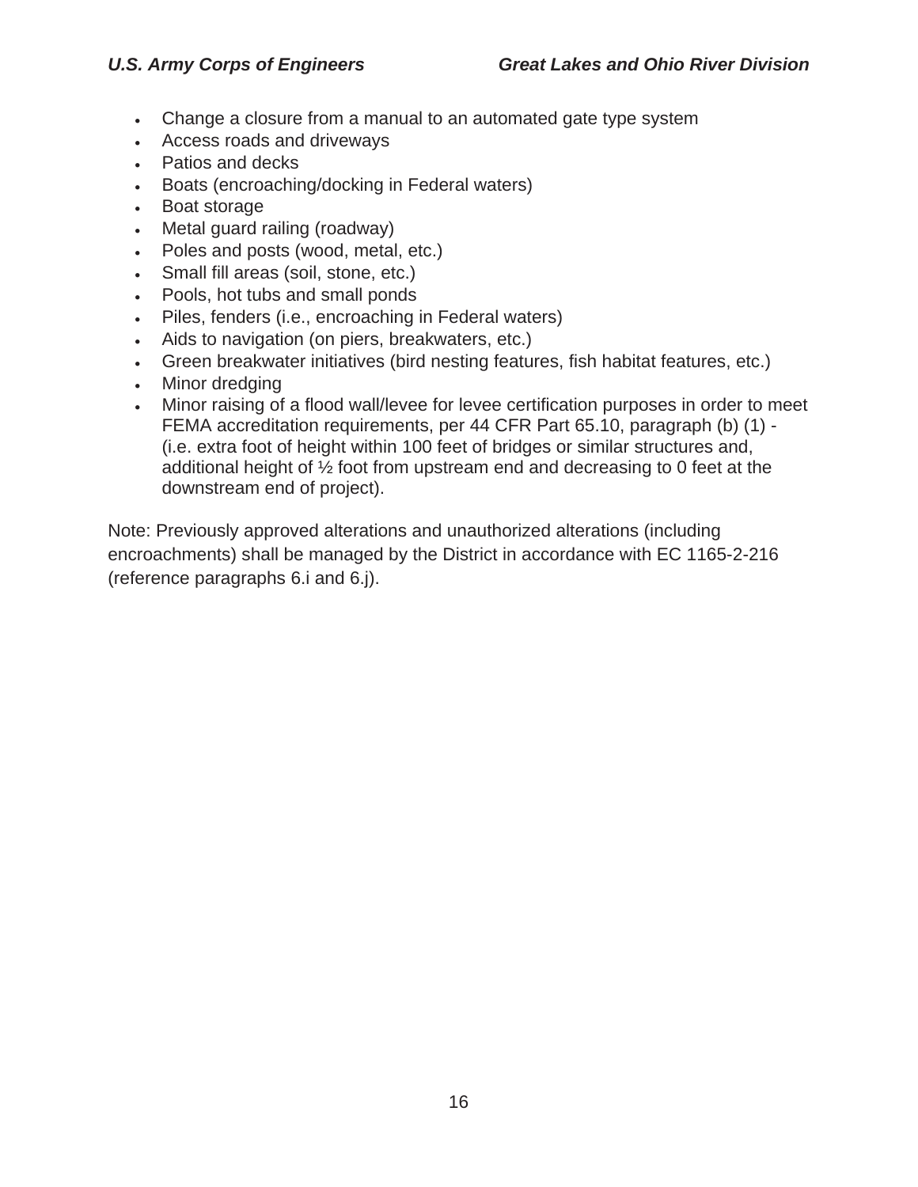- Change a closure from a manual to an automated gate type system
- Access roads and driveways
- Patios and decks
- Boats (encroaching/docking in Federal waters)
- Boat storage
- Metal guard railing (roadway)
- Poles and posts (wood, metal, etc.)
- Small fill areas (soil, stone, etc.)
- Pools, hot tubs and small ponds
- Piles, fenders (i.e., encroaching in Federal waters)
- Aids to navigation (on piers, breakwaters, etc.)
- Green breakwater initiatives (bird nesting features, fish habitat features, etc.)
- Minor dredging
- Minor raising of a flood wall/levee for levee certification purposes in order to meet FEMA accreditation requirements, per 44 CFR Part 65.10, paragraph (b) (1) - (i.e. extra foot of height within 100 feet of bridges or similar structures and, additional height of ½ foot from upstream end and decreasing to 0 feet at the downstream end of project).

Note: Previously approved alterations and unauthorized alterations (including encroachments) shall be managed by the District in accordance with EC 1165-2-216 (reference paragraphs 6.i and 6.j).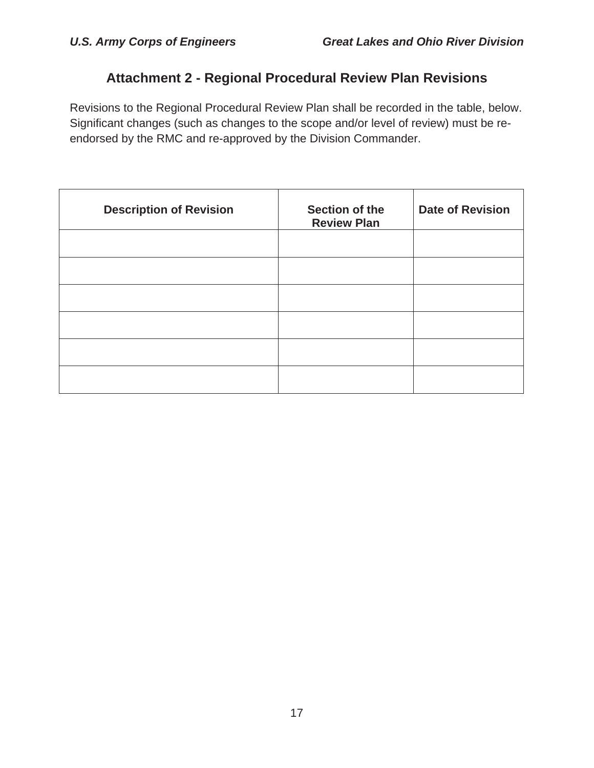# Attachment 2 - Regional Procedural Review Plan Revisions

Revisions to the Regional Procedural Review Plan shall be recorded in the table, below. Significant changes (such as changes to the scope and/or level of review) must be re-endorsed by the RMC and re-approved by the Division Commander.

| Description of Revision | Section of the Review Plan | Date of Revision |
|---|---|---|
| | | |
| | | |
| | | |
| | | |
| | | |
| | | |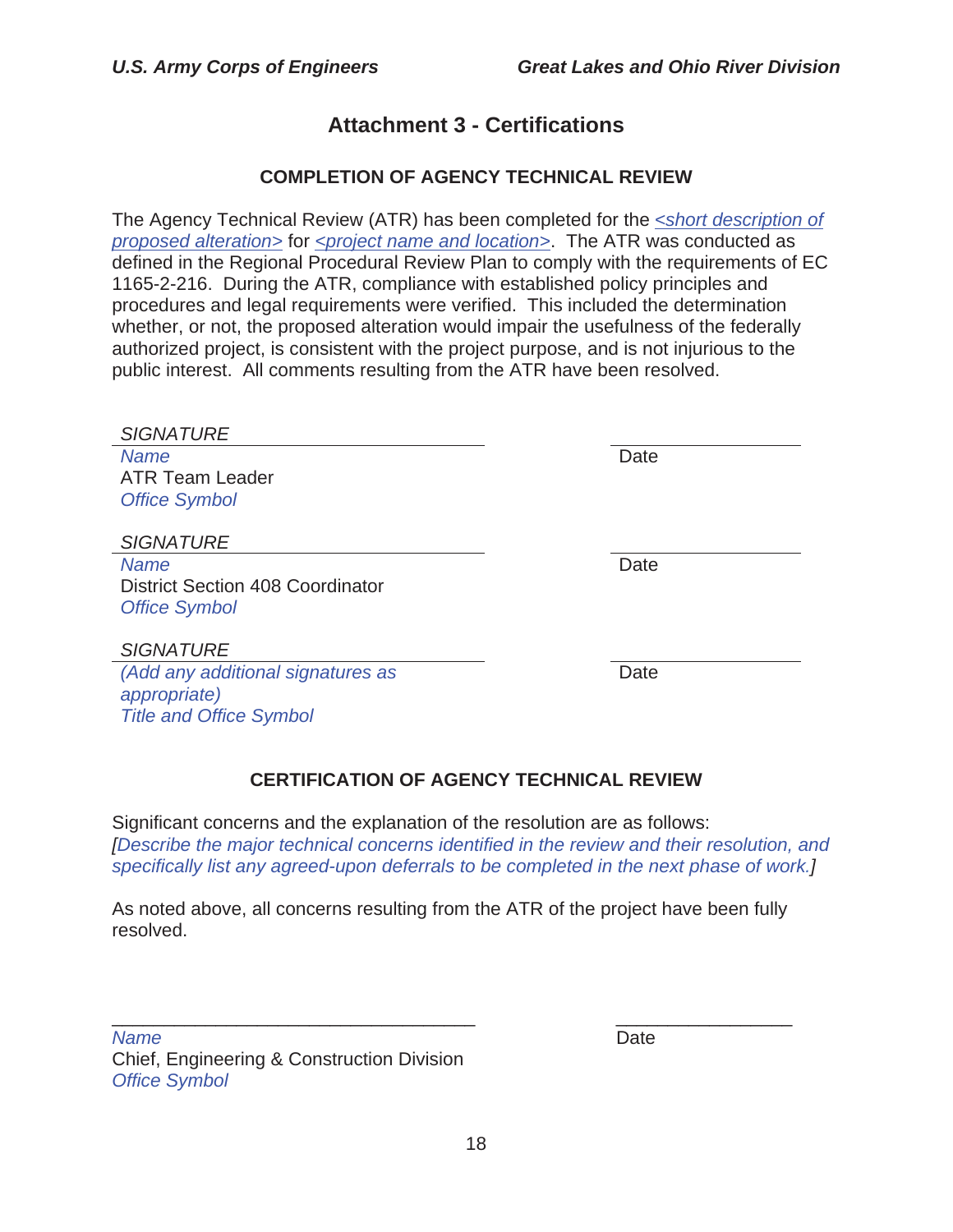# Attachment 3 - Certifications

## COMPLETION OF AGENCY TECHNICAL REVIEW

The Agency Technical Review (ATR) has been completed for the *<short description of proposed alteration>* for *<project name and location>*. The ATR was conducted as defined in the Regional Procedural Review Plan to comply with the requirements of EC 1165-2-216. During the ATR, compliance with established policy principles and procedures and legal requirements were verified. This included the determination whether, or not, the proposed alteration would impair the usefulness of the federally authorized project, is consistent with the project purpose, and is not injurious to the public interest. All comments resulting from the ATR have been resolved.

*SIGNATURE* ______________________ ______________
*Name* Date
ATR Team Leader
*Office Symbol*

*SIGNATURE* ______________________ ______________
*Name* Date
District Section 408 Coordinator
*Office Symbol*

*SIGNATURE* ______________________ ______________
*(Add any additional signatures as appropriate)* Date
*Title and Office Symbol*

## CERTIFICATION OF AGENCY TECHNICAL REVIEW

Significant concerns and the explanation of the resolution are as follows:
[*Describe the major technical concerns identified in the review and their resolution, and specifically list any agreed-upon deferrals to be completed in the next phase of work.*]

As noted above, all concerns resulting from the ATR of the project have been fully resolved.

______________________________ ______________
*Name* Date
Chief, Engineering & Construction Division
*Office Symbol*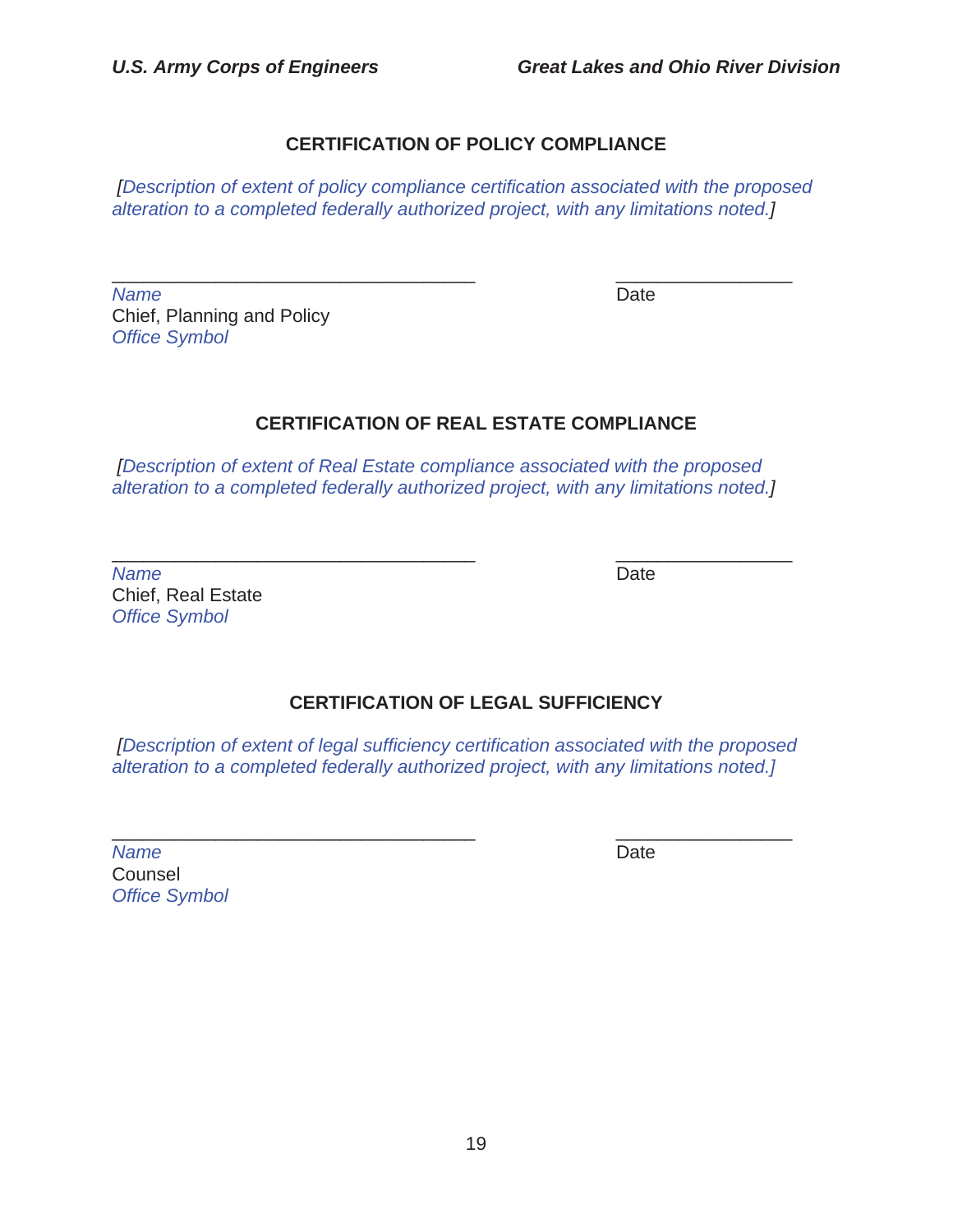## CERTIFICATION OF POLICY COMPLIANCE

*[Description of extent of policy compliance certification associated with the proposed alteration to a completed federally authorized project, with any limitations noted.]*

\_\_\_\_\_\_\_\_\_\_\_\_\_\_\_\_\_\_\_\_\_\_\_\_\_\_\_\_\_\_\_\_\_\_\_ \_\_\_\_\_\_\_\_\_\_\_\_\_\_\_\_\_

*Name* Date
Chief, Planning and Policy
*Office Symbol*

## CERTIFICATION OF REAL ESTATE COMPLIANCE

*[Description of extent of Real Estate compliance associated with the proposed alteration to a completed federally authorized project, with any limitations noted.]*

\_\_\_\_\_\_\_\_\_\_\_\_\_\_\_\_\_\_\_\_\_\_\_\_\_\_\_\_\_\_\_\_\_\_\_ \_\_\_\_\_\_\_\_\_\_\_\_\_\_\_\_\_

*Name* Date
Chief, Real Estate
*Office Symbol*

## CERTIFICATION OF LEGAL SUFFICIENCY

*[Description of extent of legal sufficiency certification associated with the proposed alteration to a completed federally authorized project, with any limitations noted.]*

\_\_\_\_\_\_\_\_\_\_\_\_\_\_\_\_\_\_\_\_\_\_\_\_\_\_\_\_\_\_\_\_\_\_\_ \_\_\_\_\_\_\_\_\_\_\_\_\_\_\_\_\_

*Name* Date
Counsel
*Office Symbol*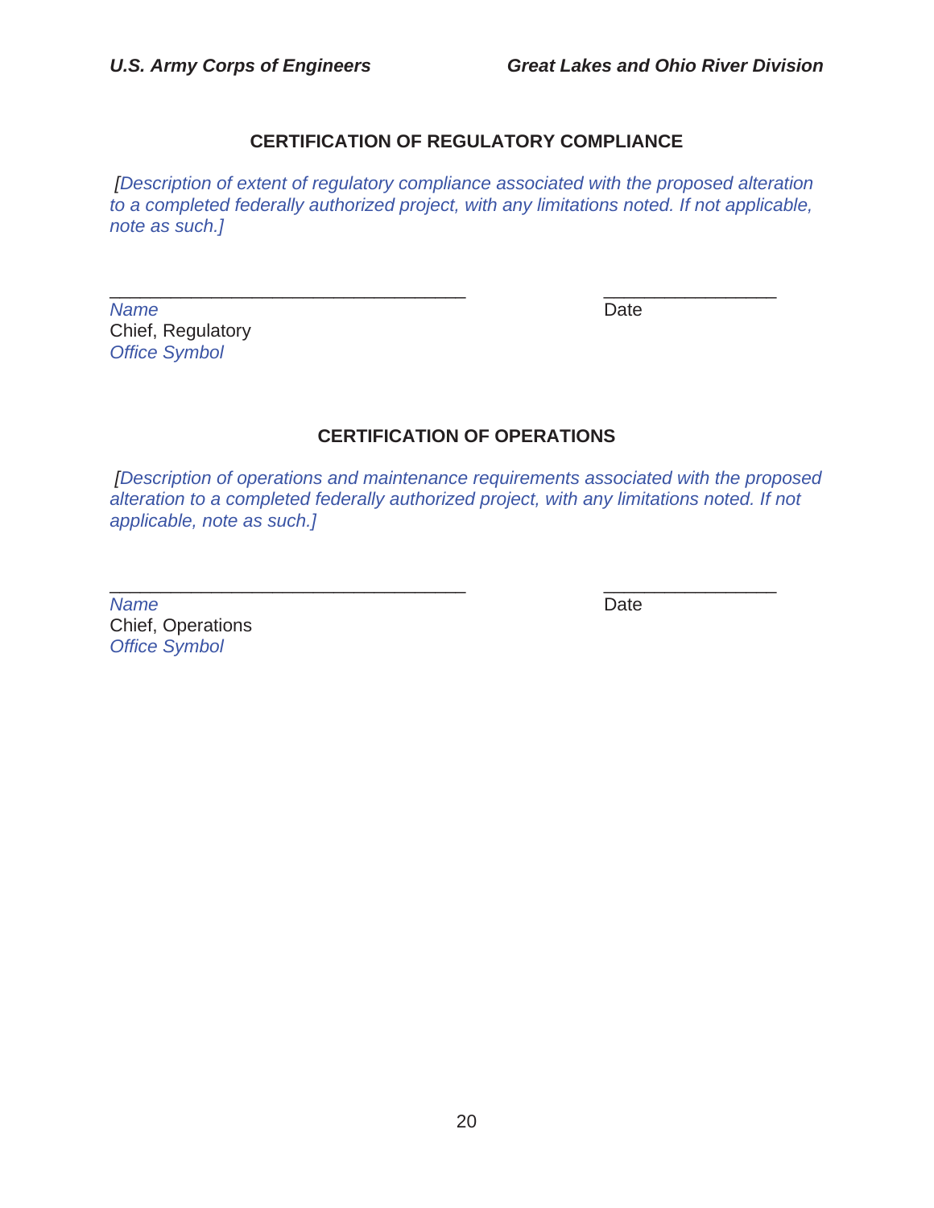## CERTIFICATION OF REGULATORY COMPLIANCE

*[Description of extent of regulatory compliance associated with the proposed alteration to a completed federally authorized project, with any limitations noted. If not applicable, note as such.]*

\_\_\_\_\_\_\_\_\_\_\_\_\_\_\_\_\_\_\_\_\_\_\_\_\_\_\_\_\_\_\_\_\_\_\_ \_\_\_\_\_\_\_\_\_\_\_\_\_\_\_\_\_

*Name* Date

Chief, Regulatory

*Office Symbol*

## CERTIFICATION OF OPERATIONS

*[Description of operations and maintenance requirements associated with the proposed alteration to a completed federally authorized project, with any limitations noted. If not applicable, note as such.]*

\_\_\_\_\_\_\_\_\_\_\_\_\_\_\_\_\_\_\_\_\_\_\_\_\_\_\_\_\_\_\_\_\_\_\_ \_\_\_\_\_\_\_\_\_\_\_\_\_\_\_\_\_

*Name* Date

Chief, Operations

*Office Symbol*